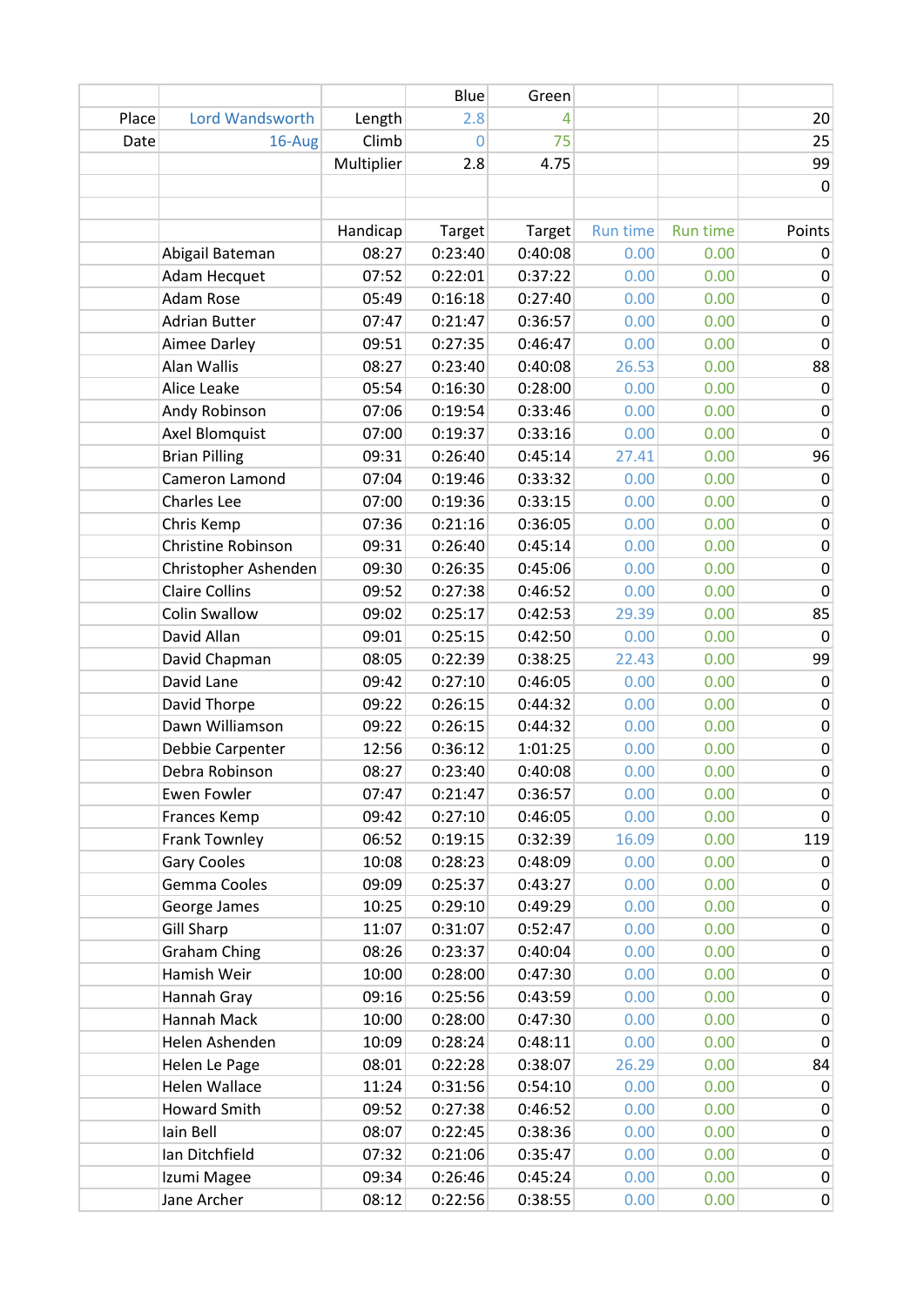| | | | Blue | Green | | | |
|---|---|---|---|---|---|---|---|
| Place | Lord Wandsworth | Length | 2.8 | 4 | | | 20 |
| Date | 16-Aug | Climb | 0 | 75 | | | 25 |
| | | Multiplier | 2.8 | 4.75 | | | 99 |
| | | | | | | | 0 |
| | | | | | | | |
| | | Handicap | Target | Target | Run time | Run time | Points |
| | Abigail Bateman | 08:27 | 0:23:40 | 0:40:08 | 0.00 | 0.00 | 0 |
| | Adam Hecquet | 07:52 | 0:22:01 | 0:37:22 | 0.00 | 0.00 | 0 |
| | Adam Rose | 05:49 | 0:16:18 | 0:27:40 | 0.00 | 0.00 | 0 |
| | Adrian Butter | 07:47 | 0:21:47 | 0:36:57 | 0.00 | 0.00 | 0 |
| | Aimee Darley | 09:51 | 0:27:35 | 0:46:47 | 0.00 | 0.00 | 0 |
| | Alan Wallis | 08:27 | 0:23:40 | 0:40:08 | 26.53 | 0.00 | 88 |
| | Alice Leake | 05:54 | 0:16:30 | 0:28:00 | 0.00 | 0.00 | 0 |
| | Andy Robinson | 07:06 | 0:19:54 | 0:33:46 | 0.00 | 0.00 | 0 |
| | Axel Blomquist | 07:00 | 0:19:37 | 0:33:16 | 0.00 | 0.00 | 0 |
| | Brian Pilling | 09:31 | 0:26:40 | 0:45:14 | 27.41 | 0.00 | 96 |
| | Cameron Lamond | 07:04 | 0:19:46 | 0:33:32 | 0.00 | 0.00 | 0 |
| | Charles Lee | 07:00 | 0:19:36 | 0:33:15 | 0.00 | 0.00 | 0 |
| | Chris Kemp | 07:36 | 0:21:16 | 0:36:05 | 0.00 | 0.00 | 0 |
| | Christine Robinson | 09:31 | 0:26:40 | 0:45:14 | 0.00 | 0.00 | 0 |
| | Christopher Ashenden | 09:30 | 0:26:35 | 0:45:06 | 0.00 | 0.00 | 0 |
| | Claire Collins | 09:52 | 0:27:38 | 0:46:52 | 0.00 | 0.00 | 0 |
| | Colin Swallow | 09:02 | 0:25:17 | 0:42:53 | 29.39 | 0.00 | 85 |
| | David Allan | 09:01 | 0:25:15 | 0:42:50 | 0.00 | 0.00 | 0 |
| | David Chapman | 08:05 | 0:22:39 | 0:38:25 | 22.43 | 0.00 | 99 |
| | David Lane | 09:42 | 0:27:10 | 0:46:05 | 0.00 | 0.00 | 0 |
| | David Thorpe | 09:22 | 0:26:15 | 0:44:32 | 0.00 | 0.00 | 0 |
| | Dawn Williamson | 09:22 | 0:26:15 | 0:44:32 | 0.00 | 0.00 | 0 |
| | Debbie Carpenter | 12:56 | 0:36:12 | 1:01:25 | 0.00 | 0.00 | 0 |
| | Debra Robinson | 08:27 | 0:23:40 | 0:40:08 | 0.00 | 0.00 | 0 |
| | Ewen Fowler | 07:47 | 0:21:47 | 0:36:57 | 0.00 | 0.00 | 0 |
| | Frances Kemp | 09:42 | 0:27:10 | 0:46:05 | 0.00 | 0.00 | 0 |
| | Frank Townley | 06:52 | 0:19:15 | 0:32:39 | 16.09 | 0.00 | 119 |
| | Gary Cooles | 10:08 | 0:28:23 | 0:48:09 | 0.00 | 0.00 | 0 |
| | Gemma Cooles | 09:09 | 0:25:37 | 0:43:27 | 0.00 | 0.00 | 0 |
| | George James | 10:25 | 0:29:10 | 0:49:29 | 0.00 | 0.00 | 0 |
| | Gill Sharp | 11:07 | 0:31:07 | 0:52:47 | 0.00 | 0.00 | 0 |
| | Graham Ching | 08:26 | 0:23:37 | 0:40:04 | 0.00 | 0.00 | 0 |
| | Hamish Weir | 10:00 | 0:28:00 | 0:47:30 | 0.00 | 0.00 | 0 |
| | Hannah Gray | 09:16 | 0:25:56 | 0:43:59 | 0.00 | 0.00 | 0 |
| | Hannah Mack | 10:00 | 0:28:00 | 0:47:30 | 0.00 | 0.00 | 0 |
| | Helen Ashenden | 10:09 | 0:28:24 | 0:48:11 | 0.00 | 0.00 | 0 |
| | Helen Le Page | 08:01 | 0:22:28 | 0:38:07 | 26.29 | 0.00 | 84 |
| | Helen Wallace | 11:24 | 0:31:56 | 0:54:10 | 0.00 | 0.00 | 0 |
| | Howard Smith | 09:52 | 0:27:38 | 0:46:52 | 0.00 | 0.00 | 0 |
| | Iain Bell | 08:07 | 0:22:45 | 0:38:36 | 0.00 | 0.00 | 0 |
| | Ian Ditchfield | 07:32 | 0:21:06 | 0:35:47 | 0.00 | 0.00 | 0 |
| | Izumi Magee | 09:34 | 0:26:46 | 0:45:24 | 0.00 | 0.00 | 0 |
| | Jane Archer | 08:12 | 0:22:56 | 0:38:55 | 0.00 | 0.00 | 0 |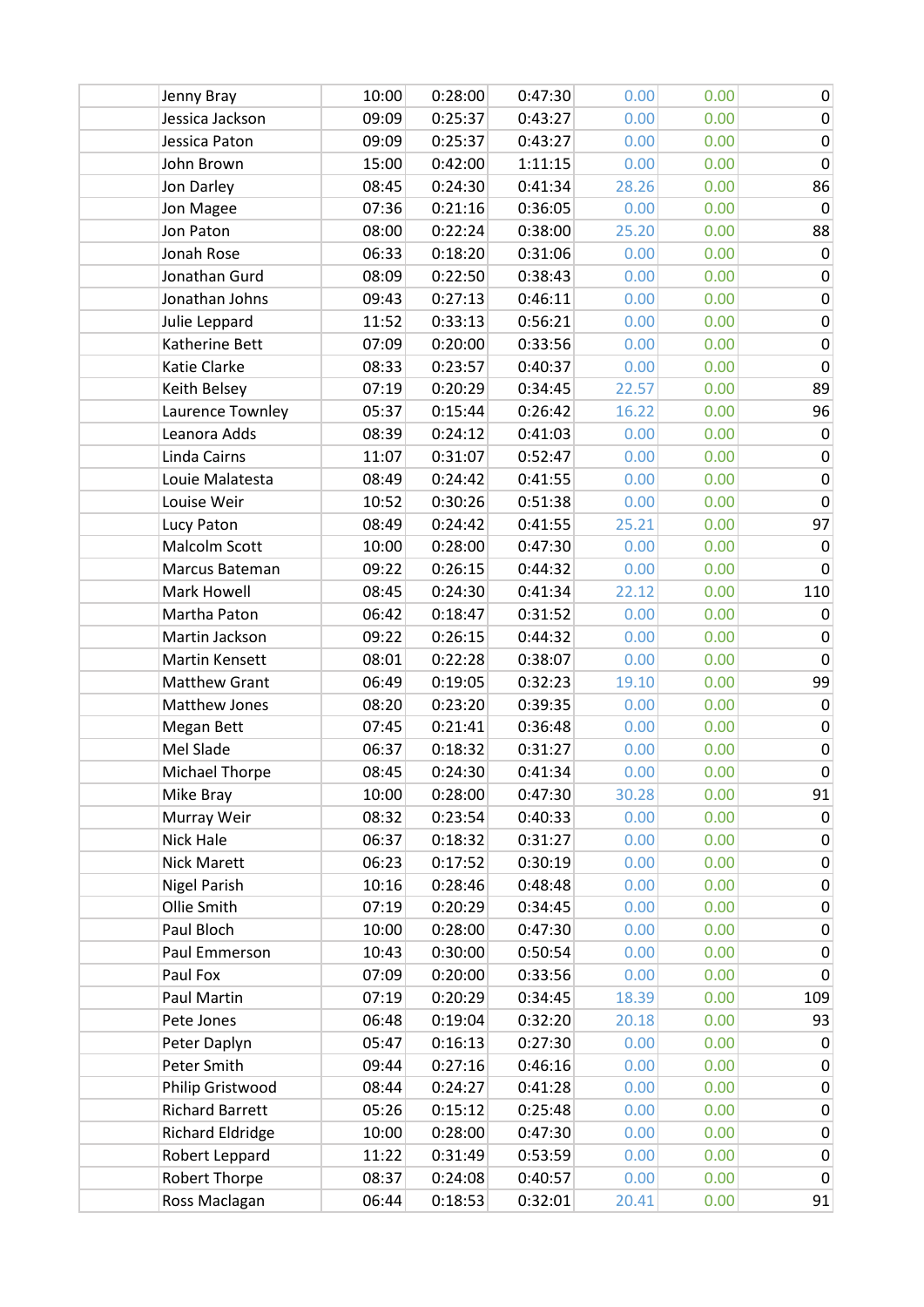| | | | | | | | |
|---|---|---|---|---|---|---|---|
| | Jenny Bray | 10:00 | 0:28:00 | 0:47:30 | 0.00 | 0.00 | 0 |
| | Jessica Jackson | 09:09 | 0:25:37 | 0:43:27 | 0.00 | 0.00 | 0 |
| | Jessica Paton | 09:09 | 0:25:37 | 0:43:27 | 0.00 | 0.00 | 0 |
| | John Brown | 15:00 | 0:42:00 | 1:11:15 | 0.00 | 0.00 | 0 |
| | Jon Darley | 08:45 | 0:24:30 | 0:41:34 | 28.26 | 0.00 | 86 |
| | Jon Magee | 07:36 | 0:21:16 | 0:36:05 | 0.00 | 0.00 | 0 |
| | Jon Paton | 08:00 | 0:22:24 | 0:38:00 | 25.20 | 0.00 | 88 |
| | Jonah Rose | 06:33 | 0:18:20 | 0:31:06 | 0.00 | 0.00 | 0 |
| | Jonathan Gurd | 08:09 | 0:22:50 | 0:38:43 | 0.00 | 0.00 | 0 |
| | Jonathan Johns | 09:43 | 0:27:13 | 0:46:11 | 0.00 | 0.00 | 0 |
| | Julie Leppard | 11:52 | 0:33:13 | 0:56:21 | 0.00 | 0.00 | 0 |
| | Katherine Bett | 07:09 | 0:20:00 | 0:33:56 | 0.00 | 0.00 | 0 |
| | Katie Clarke | 08:33 | 0:23:57 | 0:40:37 | 0.00 | 0.00 | 0 |
| | Keith Belsey | 07:19 | 0:20:29 | 0:34:45 | 22.57 | 0.00 | 89 |
| | Laurence Townley | 05:37 | 0:15:44 | 0:26:42 | 16.22 | 0.00 | 96 |
| | Leanora Adds | 08:39 | 0:24:12 | 0:41:03 | 0.00 | 0.00 | 0 |
| | Linda Cairns | 11:07 | 0:31:07 | 0:52:47 | 0.00 | 0.00 | 0 |
| | Louie Malatesta | 08:49 | 0:24:42 | 0:41:55 | 0.00 | 0.00 | 0 |
| | Louise Weir | 10:52 | 0:30:26 | 0:51:38 | 0.00 | 0.00 | 0 |
| | Lucy Paton | 08:49 | 0:24:42 | 0:41:55 | 25.21 | 0.00 | 97 |
| | Malcolm Scott | 10:00 | 0:28:00 | 0:47:30 | 0.00 | 0.00 | 0 |
| | Marcus Bateman | 09:22 | 0:26:15 | 0:44:32 | 0.00 | 0.00 | 0 |
| | Mark Howell | 08:45 | 0:24:30 | 0:41:34 | 22.12 | 0.00 | 110 |
| | Martha Paton | 06:42 | 0:18:47 | 0:31:52 | 0.00 | 0.00 | 0 |
| | Martin Jackson | 09:22 | 0:26:15 | 0:44:32 | 0.00 | 0.00 | 0 |
| | Martin Kensett | 08:01 | 0:22:28 | 0:38:07 | 0.00 | 0.00 | 0 |
| | Matthew Grant | 06:49 | 0:19:05 | 0:32:23 | 19.10 | 0.00 | 99 |
| | Matthew Jones | 08:20 | 0:23:20 | 0:39:35 | 0.00 | 0.00 | 0 |
| | Megan Bett | 07:45 | 0:21:41 | 0:36:48 | 0.00 | 0.00 | 0 |
| | Mel Slade | 06:37 | 0:18:32 | 0:31:27 | 0.00 | 0.00 | 0 |
| | Michael Thorpe | 08:45 | 0:24:30 | 0:41:34 | 0.00 | 0.00 | 0 |
| | Mike Bray | 10:00 | 0:28:00 | 0:47:30 | 30.28 | 0.00 | 91 |
| | Murray Weir | 08:32 | 0:23:54 | 0:40:33 | 0.00 | 0.00 | 0 |
| | Nick Hale | 06:37 | 0:18:32 | 0:31:27 | 0.00 | 0.00 | 0 |
| | Nick Marett | 06:23 | 0:17:52 | 0:30:19 | 0.00 | 0.00 | 0 |
| | Nigel Parish | 10:16 | 0:28:46 | 0:48:48 | 0.00 | 0.00 | 0 |
| | Ollie Smith | 07:19 | 0:20:29 | 0:34:45 | 0.00 | 0.00 | 0 |
| | Paul Bloch | 10:00 | 0:28:00 | 0:47:30 | 0.00 | 0.00 | 0 |
| | Paul Emmerson | 10:43 | 0:30:00 | 0:50:54 | 0.00 | 0.00 | 0 |
| | Paul Fox | 07:09 | 0:20:00 | 0:33:56 | 0.00 | 0.00 | 0 |
| | Paul Martin | 07:19 | 0:20:29 | 0:34:45 | 18.39 | 0.00 | 109 |
| | Pete Jones | 06:48 | 0:19:04 | 0:32:20 | 20.18 | 0.00 | 93 |
| | Peter Daplyn | 05:47 | 0:16:13 | 0:27:30 | 0.00 | 0.00 | 0 |
| | Peter Smith | 09:44 | 0:27:16 | 0:46:16 | 0.00 | 0.00 | 0 |
| | Philip Gristwood | 08:44 | 0:24:27 | 0:41:28 | 0.00 | 0.00 | 0 |
| | Richard Barrett | 05:26 | 0:15:12 | 0:25:48 | 0.00 | 0.00 | 0 |
| | Richard Eldridge | 10:00 | 0:28:00 | 0:47:30 | 0.00 | 0.00 | 0 |
| | Robert Leppard | 11:22 | 0:31:49 | 0:53:59 | 0.00 | 0.00 | 0 |
| | Robert Thorpe | 08:37 | 0:24:08 | 0:40:57 | 0.00 | 0.00 | 0 |
| | Ross Maclagan | 06:44 | 0:18:53 | 0:32:01 | 20.41 | 0.00 | 91 |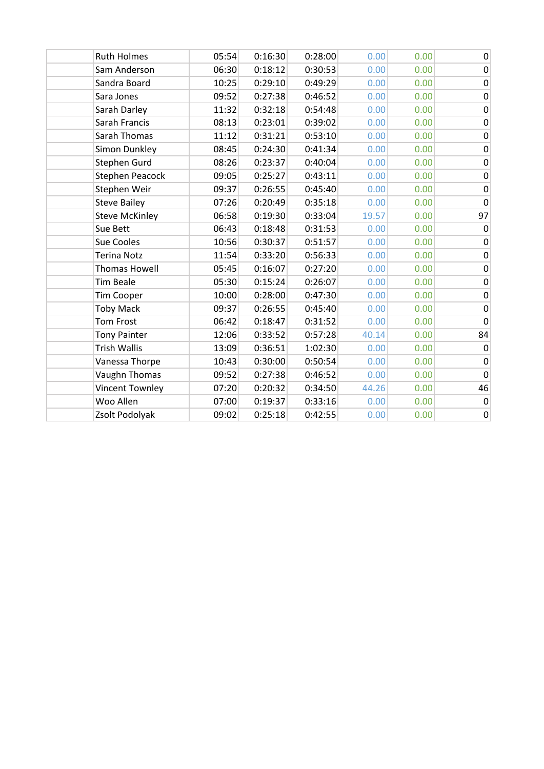| | | | | | | | |
|---|---|---|---|---|---|---|---|
| | Ruth Holmes | 05:54 | 0:16:30 | 0:28:00 | 0.00 | 0.00 | 0 |
| | Sam Anderson | 06:30 | 0:18:12 | 0:30:53 | 0.00 | 0.00 | 0 |
| | Sandra Board | 10:25 | 0:29:10 | 0:49:29 | 0.00 | 0.00 | 0 |
| | Sara Jones | 09:52 | 0:27:38 | 0:46:52 | 0.00 | 0.00 | 0 |
| | Sarah Darley | 11:32 | 0:32:18 | 0:54:48 | 0.00 | 0.00 | 0 |
| | Sarah Francis | 08:13 | 0:23:01 | 0:39:02 | 0.00 | 0.00 | 0 |
| | Sarah Thomas | 11:12 | 0:31:21 | 0:53:10 | 0.00 | 0.00 | 0 |
| | Simon Dunkley | 08:45 | 0:24:30 | 0:41:34 | 0.00 | 0.00 | 0 |
| | Stephen Gurd | 08:26 | 0:23:37 | 0:40:04 | 0.00 | 0.00 | 0 |
| | Stephen Peacock | 09:05 | 0:25:27 | 0:43:11 | 0.00 | 0.00 | 0 |
| | Stephen Weir | 09:37 | 0:26:55 | 0:45:40 | 0.00 | 0.00 | 0 |
| | Steve Bailey | 07:26 | 0:20:49 | 0:35:18 | 0.00 | 0.00 | 0 |
| | Steve McKinley | 06:58 | 0:19:30 | 0:33:04 | 19.57 | 0.00 | 97 |
| | Sue Bett | 06:43 | 0:18:48 | 0:31:53 | 0.00 | 0.00 | 0 |
| | Sue Cooles | 10:56 | 0:30:37 | 0:51:57 | 0.00 | 0.00 | 0 |
| | Terina Notz | 11:54 | 0:33:20 | 0:56:33 | 0.00 | 0.00 | 0 |
| | Thomas Howell | 05:45 | 0:16:07 | 0:27:20 | 0.00 | 0.00 | 0 |
| | Tim Beale | 05:30 | 0:15:24 | 0:26:07 | 0.00 | 0.00 | 0 |
| | Tim Cooper | 10:00 | 0:28:00 | 0:47:30 | 0.00 | 0.00 | 0 |
| | Toby Mack | 09:37 | 0:26:55 | 0:45:40 | 0.00 | 0.00 | 0 |
| | Tom Frost | 06:42 | 0:18:47 | 0:31:52 | 0.00 | 0.00 | 0 |
| | Tony Painter | 12:06 | 0:33:52 | 0:57:28 | 40.14 | 0.00 | 84 |
| | Trish Wallis | 13:09 | 0:36:51 | 1:02:30 | 0.00 | 0.00 | 0 |
| | Vanessa Thorpe | 10:43 | 0:30:00 | 0:50:54 | 0.00 | 0.00 | 0 |
| | Vaughn Thomas | 09:52 | 0:27:38 | 0:46:52 | 0.00 | 0.00 | 0 |
| | Vincent Townley | 07:20 | 0:20:32 | 0:34:50 | 44.26 | 0.00 | 46 |
| | Woo Allen | 07:00 | 0:19:37 | 0:33:16 | 0.00 | 0.00 | 0 |
| | Zsolt Podolyak | 09:02 | 0:25:18 | 0:42:55 | 0.00 | 0.00 | 0 |